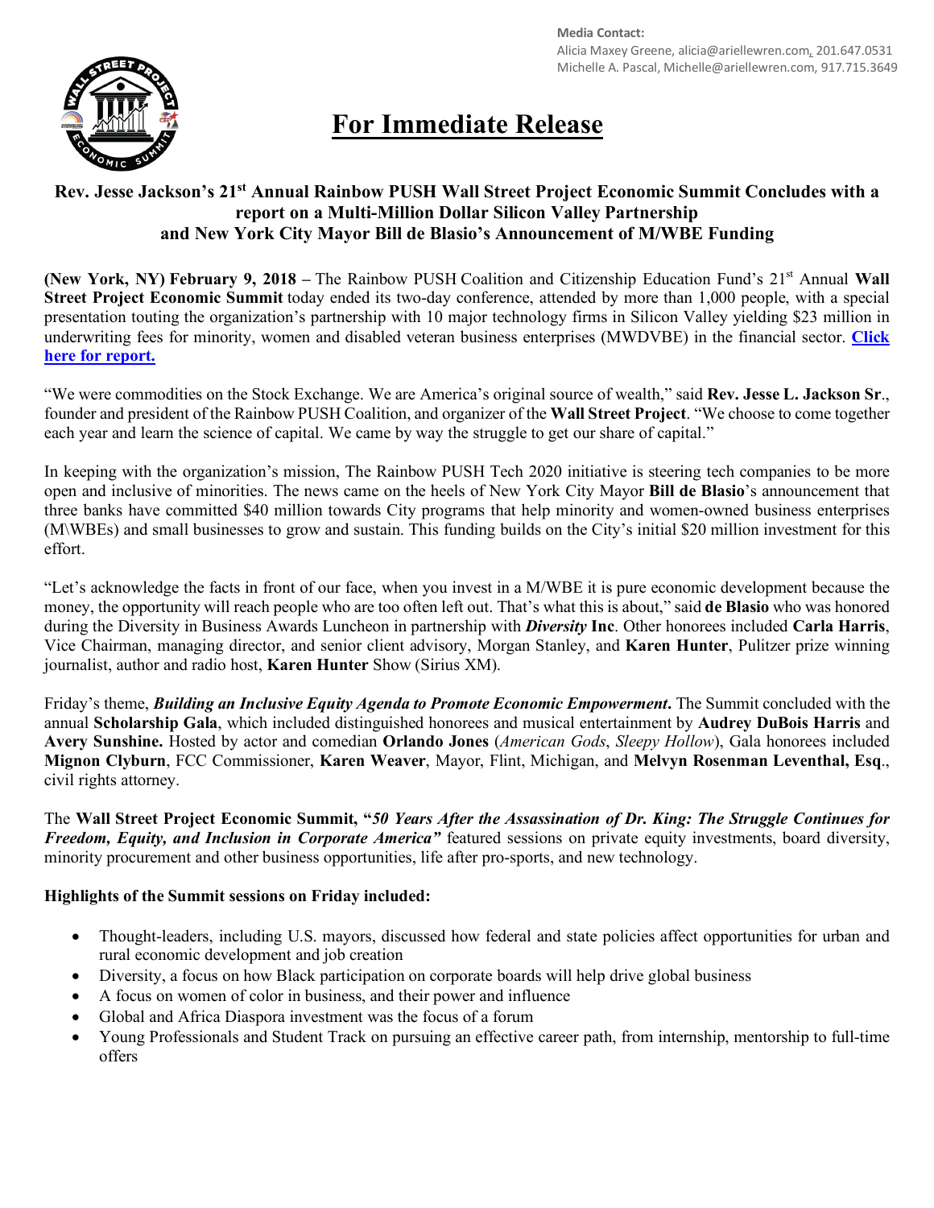**Media Contact:**
Alicia Maxey Greene, alicia@ariellewren.com, 201.647.0531
Michelle A. Pascal, Michelle@ariellewren.com, 917.715.3649

# For Immediate Release

## Rev. Jesse Jackson's 21st Annual Rainbow PUSH Wall Street Project Economic Summit Concludes with a report on a Multi-Million Dollar Silicon Valley Partnership and New York City Mayor Bill de Blasio's Announcement of M/WBE Funding

**(New York, NY) February 9, 2018 –** The Rainbow PUSH Coalition and Citizenship Education Fund's 21st Annual **Wall Street Project Economic Summit** today ended its two-day conference, attended by more than 1,000 people, with a special presentation touting the organization's partnership with 10 major technology firms in Silicon Valley yielding $23 million in underwriting fees for minority, women and disabled veteran business enterprises (MWDVBE) in the financial sector. **Click here for report.**

"We were commodities on the Stock Exchange. We are America's original source of wealth," said **Rev. Jesse L. Jackson Sr**., founder and president of the Rainbow PUSH Coalition, and organizer of the **Wall Street Project**. "We choose to come together each year and learn the science of capital. We came by way the struggle to get our share of capital."

In keeping with the organization's mission, The Rainbow PUSH Tech 2020 initiative is steering tech companies to be more open and inclusive of minorities. The news came on the heels of New York City Mayor **Bill de Blasio**'s announcement that three banks have committed $40 million towards City programs that help minority and women-owned business enterprises (M\WBEs) and small businesses to grow and sustain. This funding builds on the City's initial $20 million investment for this effort.

"Let's acknowledge the facts in front of our face, when you invest in a M/WBE it is pure economic development because the money, the opportunity will reach people who are too often left out. That's what this is about," said **de Blasio** who was honored during the Diversity in Business Awards Luncheon in partnership with ***Diversity* Inc**. Other honorees included **Carla Harris**, Vice Chairman, managing director, and senior client advisory, Morgan Stanley, and **Karen Hunter**, Pulitzer prize winning journalist, author and radio host, **Karen Hunter** Show (Sirius XM).

Friday's theme, ***Building an Inclusive Equity Agenda to Promote Economic Empowerment***. The Summit concluded with the annual **Scholarship Gala**, which included distinguished honorees and musical entertainment by **Audrey DuBois Harris** and **Avery Sunshine.** Hosted by actor and comedian **Orlando Jones** (*American Gods*, *Sleepy Hollow*), Gala honorees included **Mignon Clyburn**, FCC Commissioner, **Karen Weaver**, Mayor, Flint, Michigan, and **Melvyn Rosenman Leventhal, Esq**., civil rights attorney.

The **Wall Street Project Economic Summit, "*50 Years After the Assassination of Dr. King: The Struggle Continues for Freedom, Equity, and Inclusion in Corporate America*"** featured sessions on private equity investments, board diversity, minority procurement and other business opportunities, life after pro-sports, and new technology.

**Highlights of the Summit sessions on Friday included:**

- Thought-leaders, including U.S. mayors, discussed how federal and state policies affect opportunities for urban and rural economic development and job creation
- Diversity, a focus on how Black participation on corporate boards will help drive global business
- A focus on women of color in business, and their power and influence
- Global and Africa Diaspora investment was the focus of a forum
- Young Professionals and Student Track on pursuing an effective career path, from internship, mentorship to full-time offers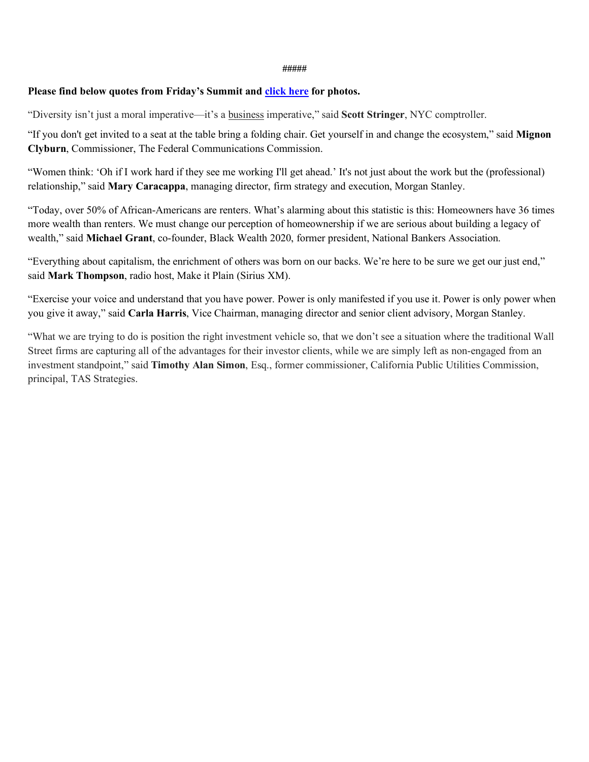#####

**Please find below quotes from Friday's Summit and click here for photos.**

"Diversity isn't just a moral imperative—it's a business imperative," said **Scott Stringer**, NYC comptroller.

"If you don't get invited to a seat at the table bring a folding chair. Get yourself in and change the ecosystem," said **Mignon Clyburn**, Commissioner, The Federal Communications Commission.

"Women think: 'Oh if I work hard if they see me working I'll get ahead.' It's not just about the work but the (professional) relationship," said **Mary Caracappa**, managing director, firm strategy and execution, Morgan Stanley.

"Today, over 50% of African-Americans are renters. What's alarming about this statistic is this: Homeowners have 36 times more wealth than renters. We must change our perception of homeownership if we are serious about building a legacy of wealth," said **Michael Grant**, co-founder, Black Wealth 2020, former president, National Bankers Association.

"Everything about capitalism, the enrichment of others was born on our backs. We're here to be sure we get our just end," said **Mark Thompson**, radio host, Make it Plain (Sirius XM).

"Exercise your voice and understand that you have power. Power is only manifested if you use it. Power is only power when you give it away," said **Carla Harris**, Vice Chairman, managing director and senior client advisory, Morgan Stanley.

"What we are trying to do is position the right investment vehicle so, that we don't see a situation where the traditional Wall Street firms are capturing all of the advantages for their investor clients, while we are simply left as non-engaged from an investment standpoint," said **Timothy Alan Simon**, Esq., former commissioner, California Public Utilities Commission, principal, TAS Strategies.